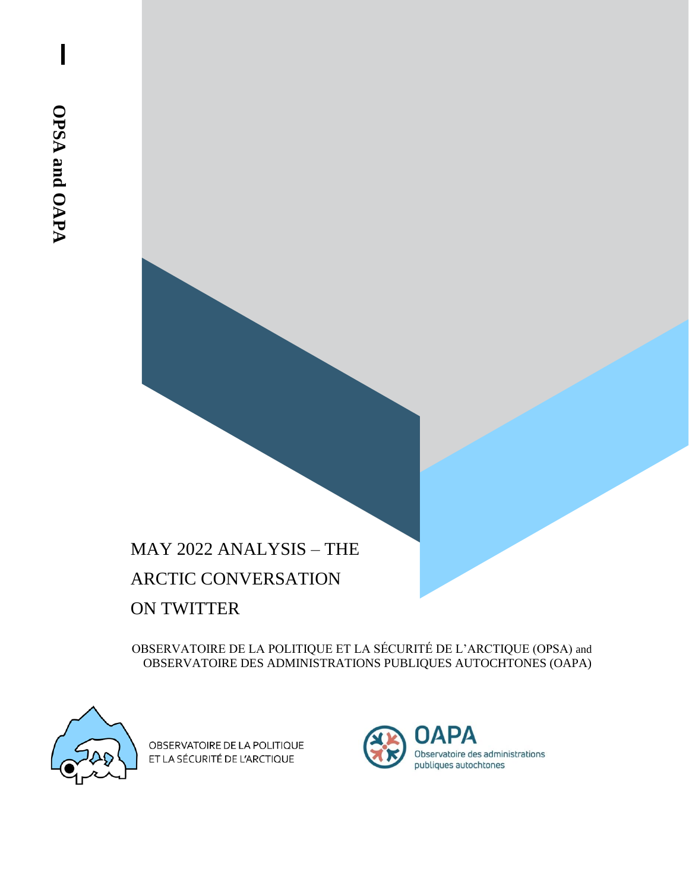OPSA and OAPA

# MAY 2022 ANALYSIS – THE ARCTIC CONVERSATION ON TWITTER

OBSERVATOIRE DE LA POLITIQUE ET LA SÉCURITÉ DE L'ARCTIQUE (OPSA) and OBSERVATOIRE DES ADMINISTRATIONS PUBLIQUES AUTOCHTONES (OAPA)

OBSERVATOIRE DE LA POLITIQUE ET LA SÉCURITÉ DE L'ARCTIQUE

OAPA

Observatoire des administrations publiques autochtones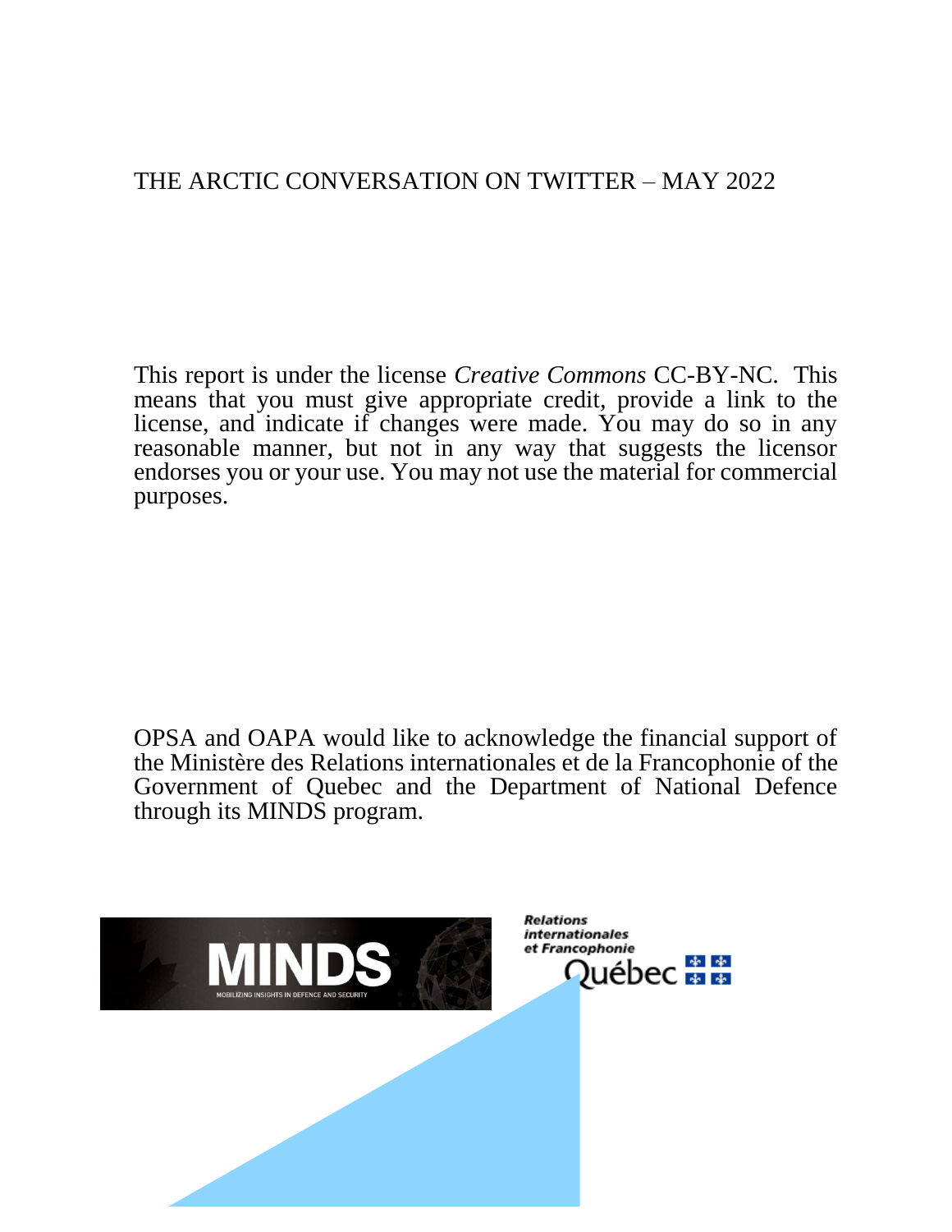THE ARCTIC CONVERSATION ON TWITTER – MAY 2022

This report is under the license *Creative Commons* CC-BY-NC. This means that you must give appropriate credit, provide a link to the license, and indicate if changes were made. You may do so in any reasonable manner, but not in any way that suggests the licensor endorses you or your use. You may not use the material for commercial purposes.

OPSA and OAPA would like to acknowledge the financial support of the Ministère des Relations internationales et de la Francophonie of the Government of Quebec and the Department of National Defence through its MINDS program.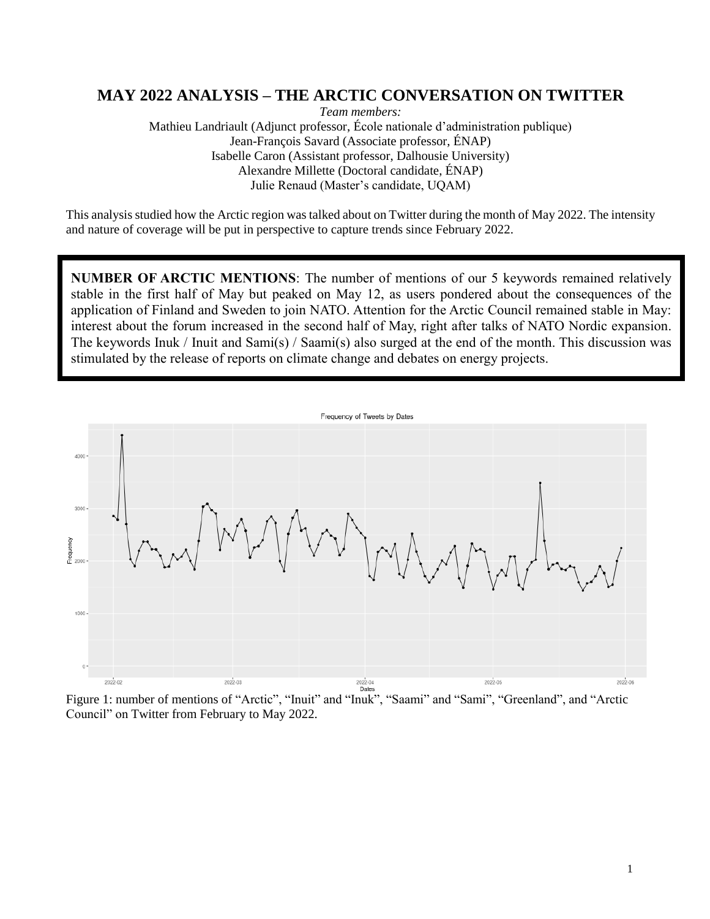# MAY 2022 ANALYSIS – THE ARCTIC CONVERSATION ON TWITTER

*Team members:*

Mathieu Landriault (Adjunct professor, École nationale d'administration publique)
Jean-François Savard (Associate professor, ÉNAP)
Isabelle Caron (Assistant professor, Dalhousie University)
Alexandre Millette (Doctoral candidate, ÉNAP)
Julie Renaud (Master's candidate, UQAM)

This analysis studied how the Arctic region was talked about on Twitter during the month of May 2022. The intensity and nature of coverage will be put in perspective to capture trends since February 2022.

**NUMBER OF ARCTIC MENTIONS**: The number of mentions of our 5 keywords remained relatively stable in the first half of May but peaked on May 12, as users pondered about the consequences of the application of Finland and Sweden to join NATO. Attention for the Arctic Council remained stable in May: interest about the forum increased in the second half of May, right after talks of NATO Nordic expansion. The keywords Inuk / Inuit and Sami(s) / Saami(s) also surged at the end of the month. This discussion was stimulated by the release of reports on climate change and debates on energy projects.

Figure 1: number of mentions of "Arctic", "Inuit" and "Inuk", "Saami" and "Sami", "Greenland", and "Arctic Council" on Twitter from February to May 2022.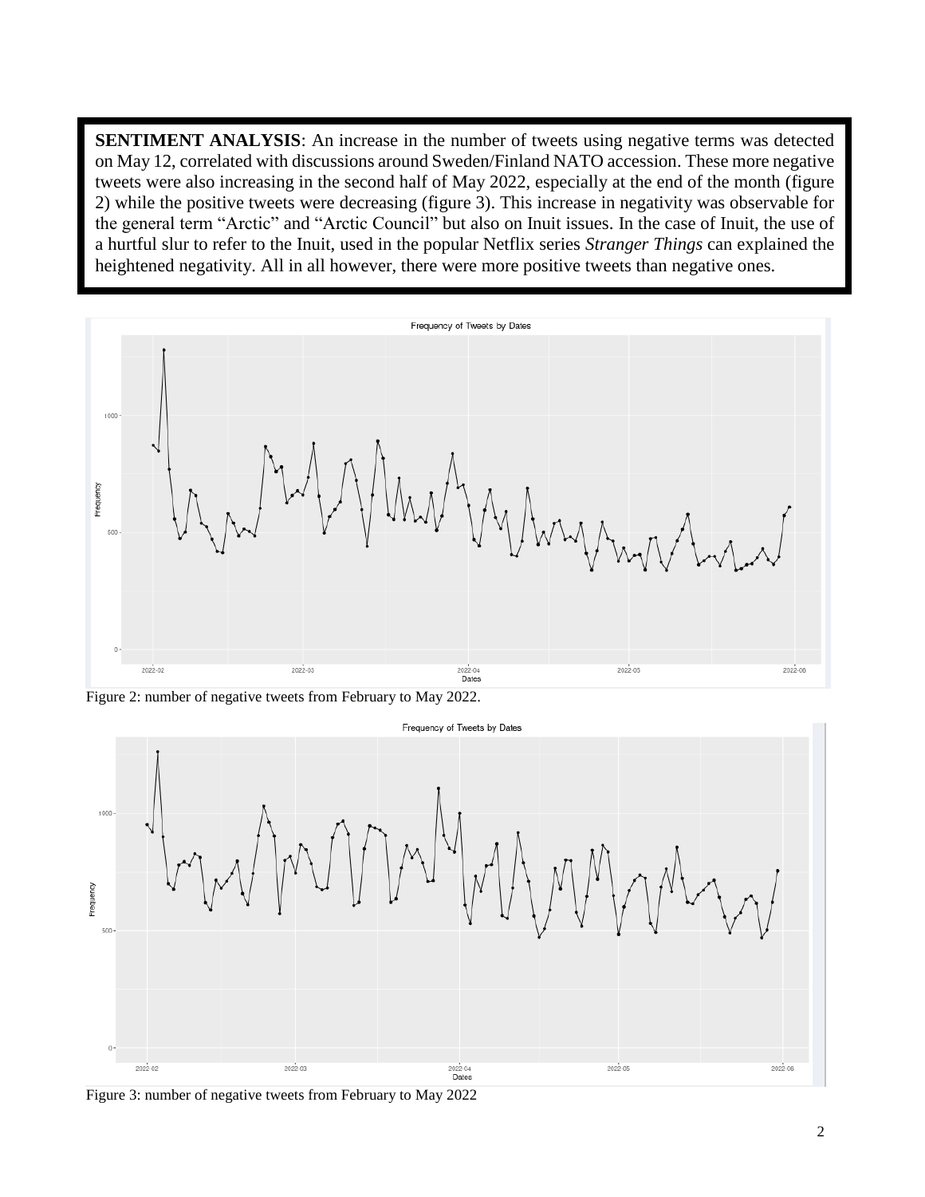**SENTIMENT ANALYSIS**: An increase in the number of tweets using negative terms was detected on May 12, correlated with discussions around Sweden/Finland NATO accession. These more negative tweets were also increasing in the second half of May 2022, especially at the end of the month (figure 2) while the positive tweets were decreasing (figure 3). This increase in negativity was observable for the general term "Arctic" and "Arctic Council" but also on Inuit issues. In the case of Inuit, the use of a hurtful slur to refer to the Inuit, used in the popular Netflix series *Stranger Things* can explained the heightened negativity. All in all however, there were more positive tweets than negative ones.

Figure 2: number of negative tweets from February to May 2022.

Figure 3: number of negative tweets from February to May 2022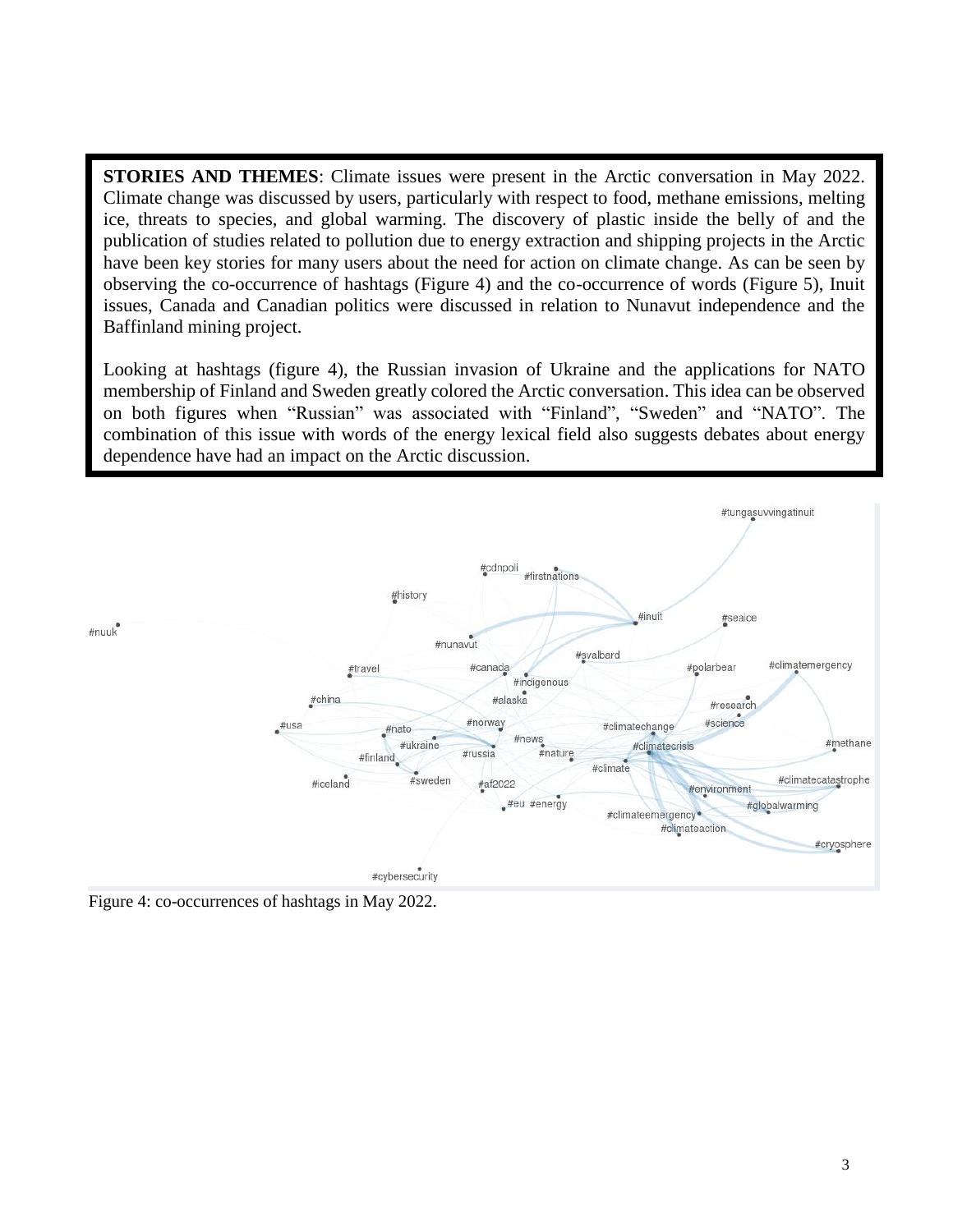**STORIES AND THEMES**: Climate issues were present in the Arctic conversation in May 2022. Climate change was discussed by users, particularly with respect to food, methane emissions, melting ice, threats to species, and global warming. The discovery of plastic inside the belly of and the publication of studies related to pollution due to energy extraction and shipping projects in the Arctic have been key stories for many users about the need for action on climate change. As can be seen by observing the co-occurrence of hashtags (Figure 4) and the co-occurrence of words (Figure 5), Inuit issues, Canada and Canadian politics were discussed in relation to Nunavut independence and the Baffinland mining project.

Looking at hashtags (figure 4), the Russian invasion of Ukraine and the applications for NATO membership of Finland and Sweden greatly colored the Arctic conversation. This idea can be observed on both figures when "Russian" was associated with "Finland", "Sweden" and "NATO". The combination of this issue with words of the energy lexical field also suggests debates about energy dependence have had an impact on the Arctic discussion.

Figure 4: co-occurrences of hashtags in May 2022.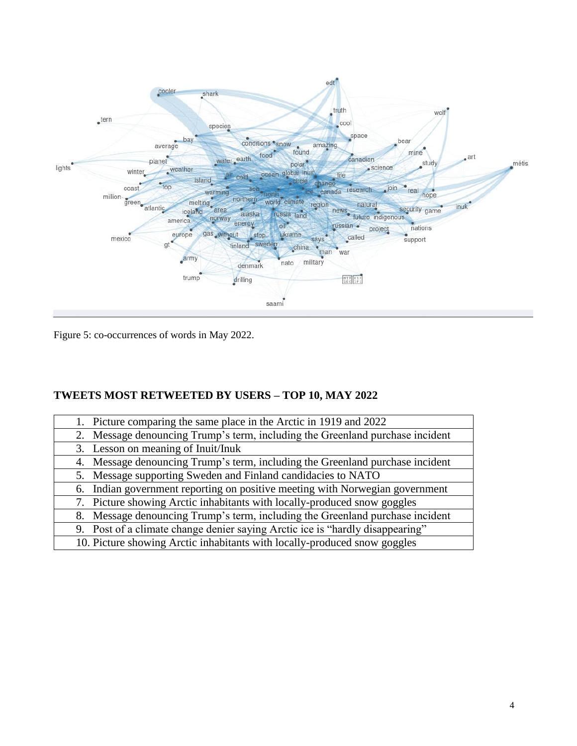Figure 5: co-occurrences of words in May 2022.

## TWEETS MOST RETWEETED BY USERS – TOP 10, MAY 2022

| |
|---|
| 1. Picture comparing the same place in the Arctic in 1919 and 2022 |
| 2. Message denouncing Trump's term, including the Greenland purchase incident |
| 3. Lesson on meaning of Inuit/Inuk |
| 4. Message denouncing Trump's term, including the Greenland purchase incident |
| 5. Message supporting Sweden and Finland candidacies to NATO |
| 6. Indian government reporting on positive meeting with Norwegian government |
| 7. Picture showing Arctic inhabitants with locally-produced snow goggles |
| 8. Message denouncing Trump's term, including the Greenland purchase incident |
| 9. Post of a climate change denier saying Arctic ice is "hardly disappearing" |
| 10. Picture showing Arctic inhabitants with locally-produced snow goggles |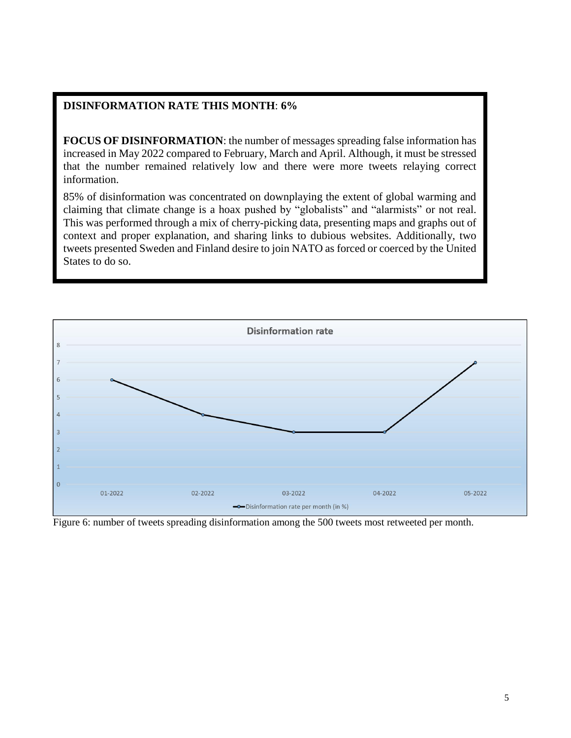**DISINFORMATION RATE THIS MONTH**: **6%**

**FOCUS OF DISINFORMATION**: the number of messages spreading false information has increased in May 2022 compared to February, March and April. Although, it must be stressed that the number remained relatively low and there were more tweets relaying correct information.

85% of disinformation was concentrated on downplaying the extent of global warming and claiming that climate change is a hoax pushed by "globalists" and "alarmists" or not real. This was performed through a mix of cherry-picking data, presenting maps and graphs out of context and proper explanation, and sharing links to dubious websites. Additionally, two tweets presented Sweden and Finland desire to join NATO as forced or coerced by the United States to do so.

Figure 6: number of tweets spreading disinformation among the 500 tweets most retweeted per month.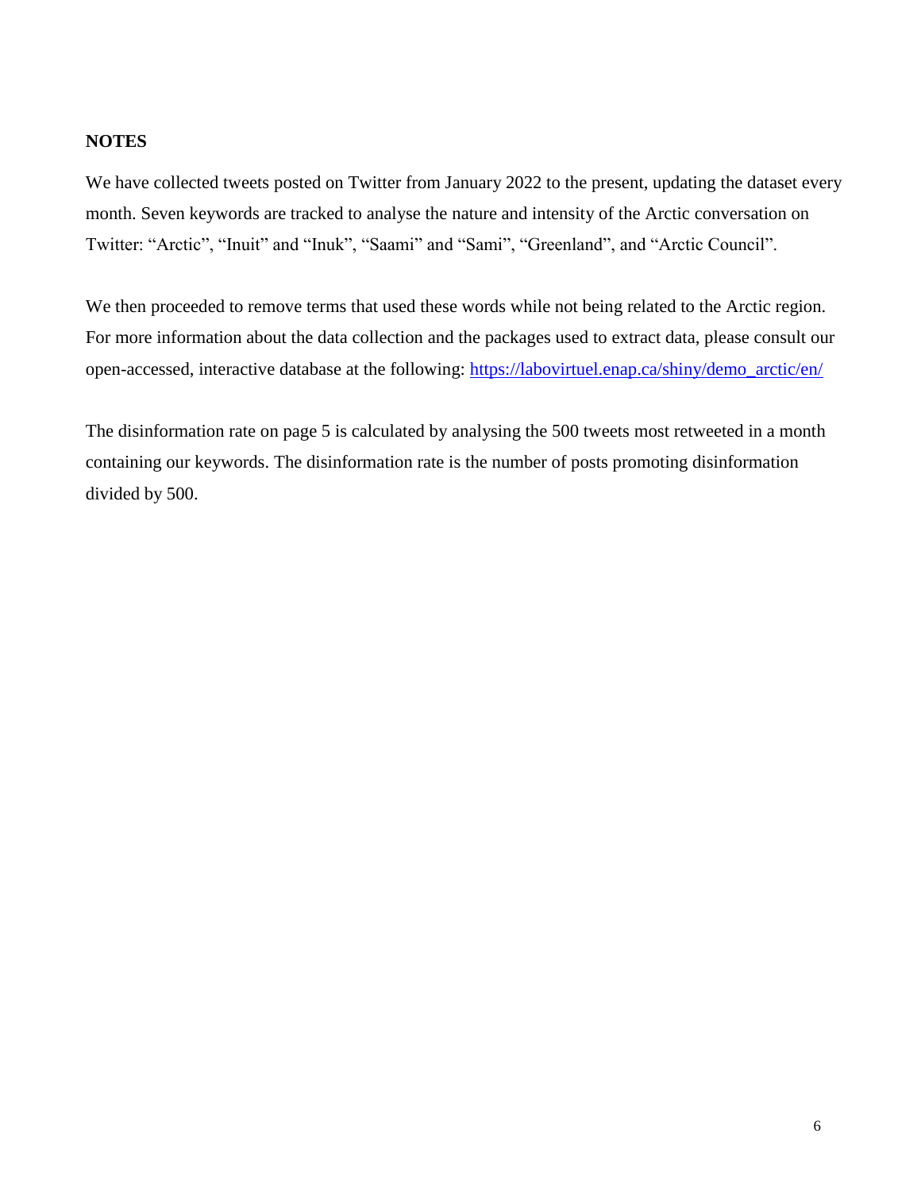## NOTES

We have collected tweets posted on Twitter from January 2022 to the present, updating the dataset every month. Seven keywords are tracked to analyse the nature and intensity of the Arctic conversation on Twitter: “Arctic”, “Inuit” and “Inuk”, “Saami” and “Sami”, “Greenland”, and “Arctic Council”.

We then proceeded to remove terms that used these words while not being related to the Arctic region. For more information about the data collection and the packages used to extract data, please consult our open-accessed, interactive database at the following: [https://labovirtuel.enap.ca/shiny/demo_arctic/en/](https://labovirtuel.enap.ca/shiny/demo_arctic/en/)

The disinformation rate on page 5 is calculated by analysing the 500 tweets most retweeted in a month containing our keywords. The disinformation rate is the number of posts promoting disinformation divided by 500.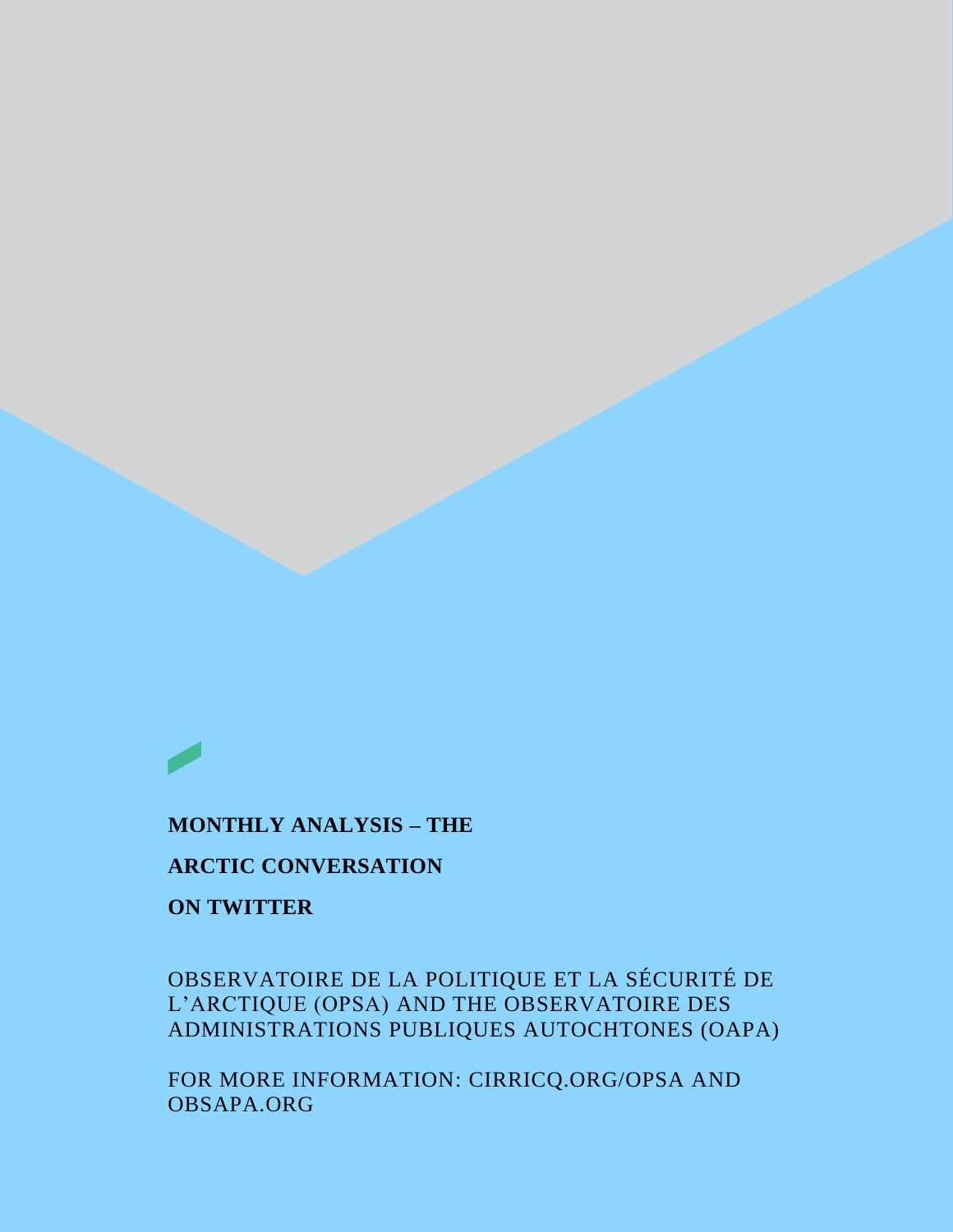**MONTHLY ANALYSIS – THE**

**ARCTIC CONVERSATION**

**ON TWITTER**

OBSERVATOIRE DE LA POLITIQUE ET LA SÉCURITÉ DE L'ARCTIQUE (OPSA) AND THE OBSERVATOIRE DES ADMINISTRATIONS PUBLIQUES AUTOCHTONES (OAPA)

FOR MORE INFORMATION: CIRRICQ.ORG/OPSA AND OBSAPA.ORG